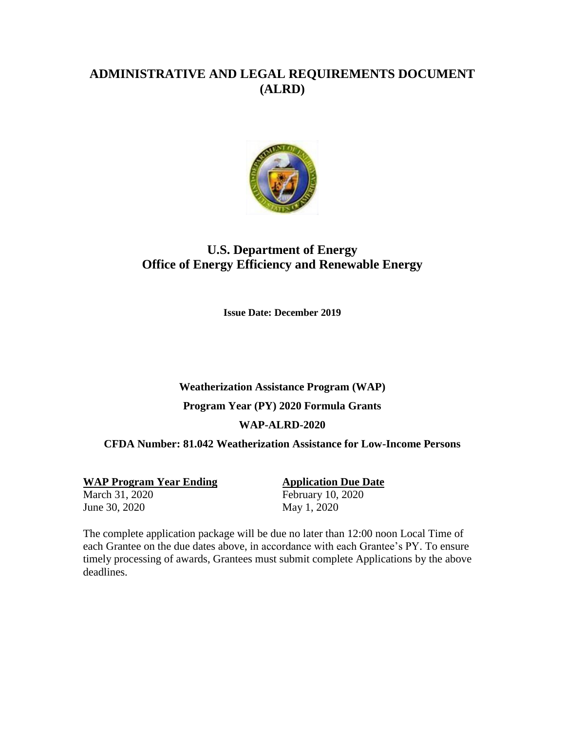# ADMINISTRATIVE AND LEGAL REQUIREMENTS DOCUMENT (ALRD)

## U.S. Department of Energy
## Office of Energy Efficiency and Renewable Energy

**Issue Date: December 2019**

**Weatherization Assistance Program (WAP)**

**Program Year (PY) 2020 Formula Grants**

**WAP-ALRD-2020**

**CFDA Number: 81.042 Weatherization Assistance for Low-Income Persons**

| WAP Program Year Ending | Application Due Date |
| --- | --- |
| March 31, 2020 | February 10, 2020 |
| June 30, 2020 | May 1, 2020 |

The complete application package will be due no later than 12:00 noon Local Time of each Grantee on the due dates above, in accordance with each Grantee's PY. To ensure timely processing of awards, Grantees must submit complete Applications by the above deadlines.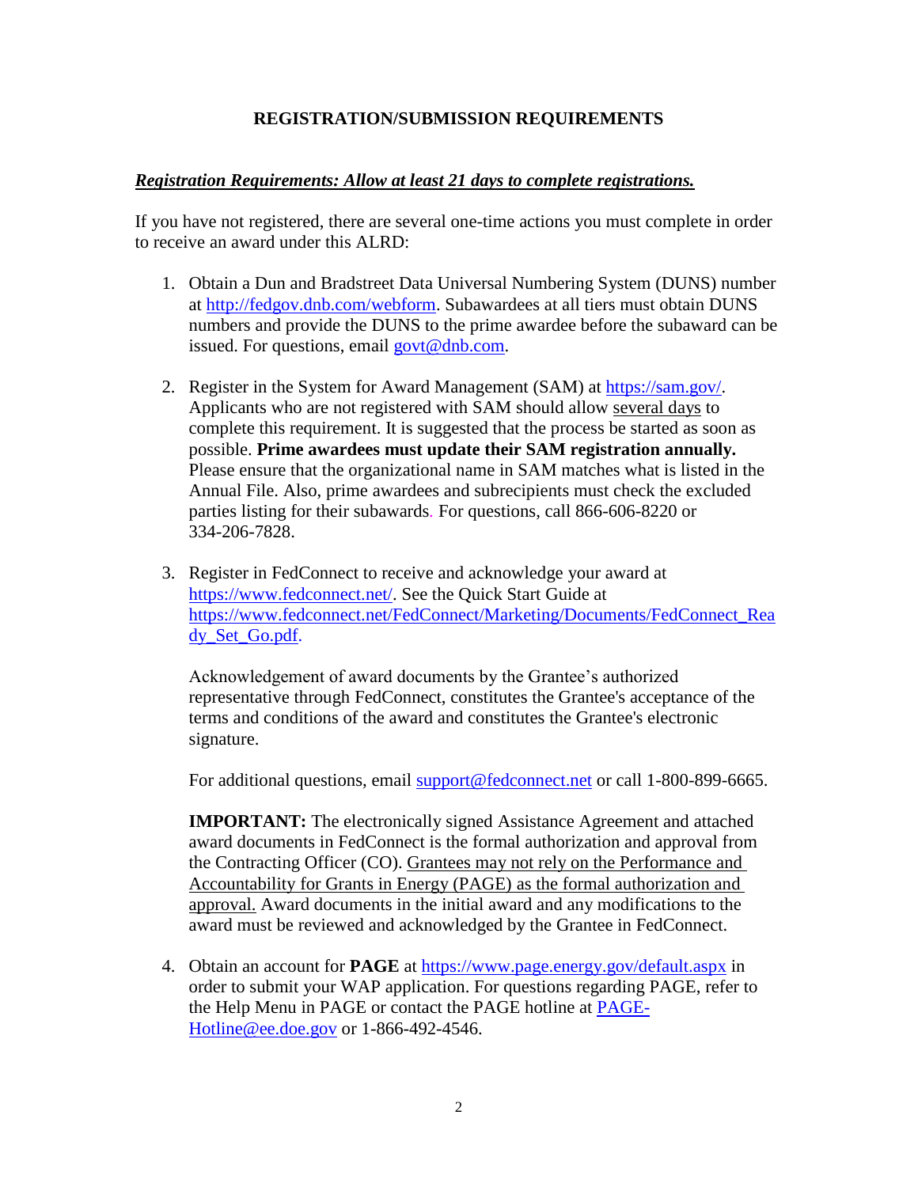## REGISTRATION/SUBMISSION REQUIREMENTS

***Registration Requirements: Allow at least 21 days to complete registrations.***

If you have not registered, there are several one-time actions you must complete in order to receive an award under this ALRD:

1. Obtain a Dun and Bradstreet Data Universal Numbering System (DUNS) number at http://fedgov.dnb.com/webform. Subawardees at all tiers must obtain DUNS numbers and provide the DUNS to the prime awardee before the subaward can be issued. For questions, email govt@dnb.com.

2. Register in the System for Award Management (SAM) at https://sam.gov/. Applicants who are not registered with SAM should allow several days to complete this requirement. It is suggested that the process be started as soon as possible. **Prime awardees must update their SAM registration annually.** Please ensure that the organizational name in SAM matches what is listed in the Annual File. Also, prime awardees and subrecipients must check the excluded parties listing for their subawards. For questions, call 866-606-8220 or 334-206-7828.

3. Register in FedConnect to receive and acknowledge your award at https://www.fedconnect.net/. See the Quick Start Guide at https://www.fedconnect.net/FedConnect/Marketing/Documents/FedConnect_Ready_Set_Go.pdf.

   Acknowledgement of award documents by the Grantee's authorized representative through FedConnect, constitutes the Grantee's acceptance of the terms and conditions of the award and constitutes the Grantee's electronic signature.

   For additional questions, email support@fedconnect.net or call 1-800-899-6665.

   **IMPORTANT:** The electronically signed Assistance Agreement and attached award documents in FedConnect is the formal authorization and approval from the Contracting Officer (CO). Grantees may not rely on the Performance and Accountability for Grants in Energy (PAGE) as the formal authorization and approval. Award documents in the initial award and any modifications to the award must be reviewed and acknowledged by the Grantee in FedConnect.

4. Obtain an account for **PAGE** at https://www.page.energy.gov/default.aspx in order to submit your WAP application. For questions regarding PAGE, refer to the Help Menu in PAGE or contact the PAGE hotline at PAGE-Hotline@ee.doe.gov or 1-866-492-4546.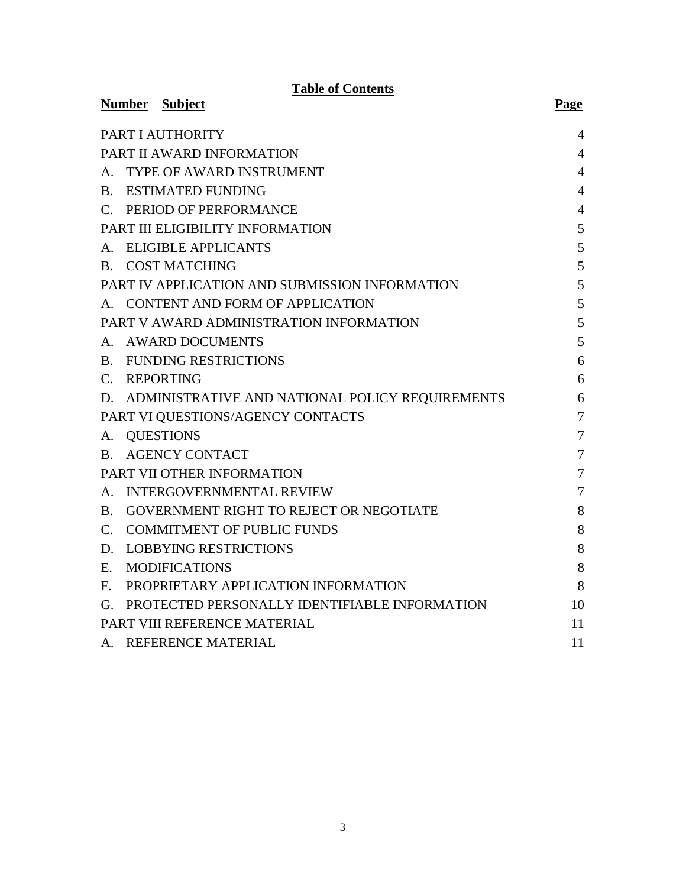**Table of Contents**

| Number Subject | Page |
| --- | --- |
| PART I AUTHORITY | 4 |
| PART II AWARD INFORMATION | 4 |
| A. TYPE OF AWARD INSTRUMENT | 4 |
| B. ESTIMATED FUNDING | 4 |
| C. PERIOD OF PERFORMANCE | 4 |
| PART III ELIGIBILITY INFORMATION | 5 |
| A. ELIGIBLE APPLICANTS | 5 |
| B. COST MATCHING | 5 |
| PART IV APPLICATION AND SUBMISSION INFORMATION | 5 |
| A. CONTENT AND FORM OF APPLICATION | 5 |
| PART V AWARD ADMINISTRATION INFORMATION | 5 |
| A. AWARD DOCUMENTS | 5 |
| B. FUNDING RESTRICTIONS | 6 |
| C. REPORTING | 6 |
| D. ADMINISTRATIVE AND NATIONAL POLICY REQUIREMENTS | 6 |
| PART VI QUESTIONS/AGENCY CONTACTS | 7 |
| A. QUESTIONS | 7 |
| B. AGENCY CONTACT | 7 |
| PART VII OTHER INFORMATION | 7 |
| A. INTERGOVERNMENTAL REVIEW | 7 |
| B. GOVERNMENT RIGHT TO REJECT OR NEGOTIATE | 8 |
| C. COMMITMENT OF PUBLIC FUNDS | 8 |
| D. LOBBYING RESTRICTIONS | 8 |
| E. MODIFICATIONS | 8 |
| F. PROPRIETARY APPLICATION INFORMATION | 8 |
| G. PROTECTED PERSONALLY IDENTIFIABLE INFORMATION | 10 |
| PART VIII REFERENCE MATERIAL | 11 |
| A. REFERENCE MATERIAL | 11 |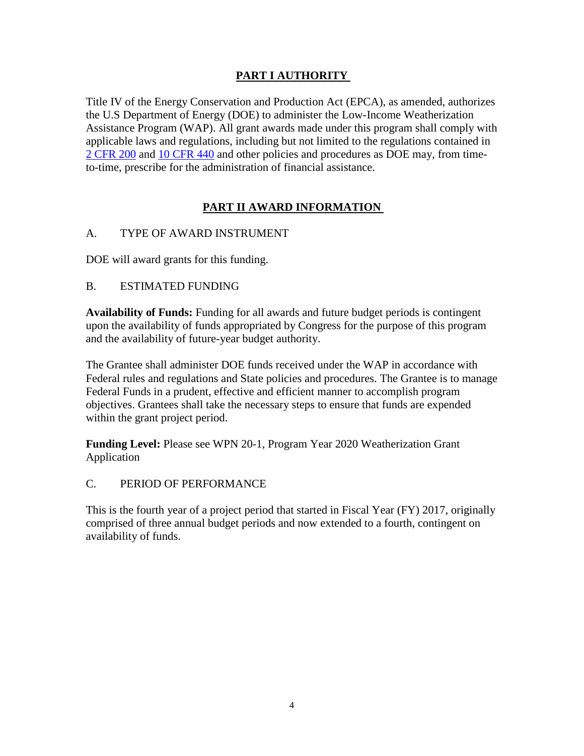## PART I AUTHORITY

Title IV of the Energy Conservation and Production Act (EPCA), as amended, authorizes the U.S Department of Energy (DOE) to administer the Low-Income Weatherization Assistance Program (WAP). All grant awards made under this program shall comply with applicable laws and regulations, including but not limited to the regulations contained in 2 CFR 200 and 10 CFR 440 and other policies and procedures as DOE may, from time-to-time, prescribe for the administration of financial assistance.

## PART II AWARD INFORMATION

### A. TYPE OF AWARD INSTRUMENT

DOE will award grants for this funding.

### B. ESTIMATED FUNDING

**Availability of Funds:** Funding for all awards and future budget periods is contingent upon the availability of funds appropriated by Congress for the purpose of this program and the availability of future-year budget authority.

The Grantee shall administer DOE funds received under the WAP in accordance with Federal rules and regulations and State policies and procedures. The Grantee is to manage Federal Funds in a prudent, effective and efficient manner to accomplish program objectives. Grantees shall take the necessary steps to ensure that funds are expended within the grant project period.

**Funding Level:** Please see WPN 20-1, Program Year 2020 Weatherization Grant Application

### C. PERIOD OF PERFORMANCE

This is the fourth year of a project period that started in Fiscal Year (FY) 2017, originally comprised of three annual budget periods and now extended to a fourth, contingent on availability of funds.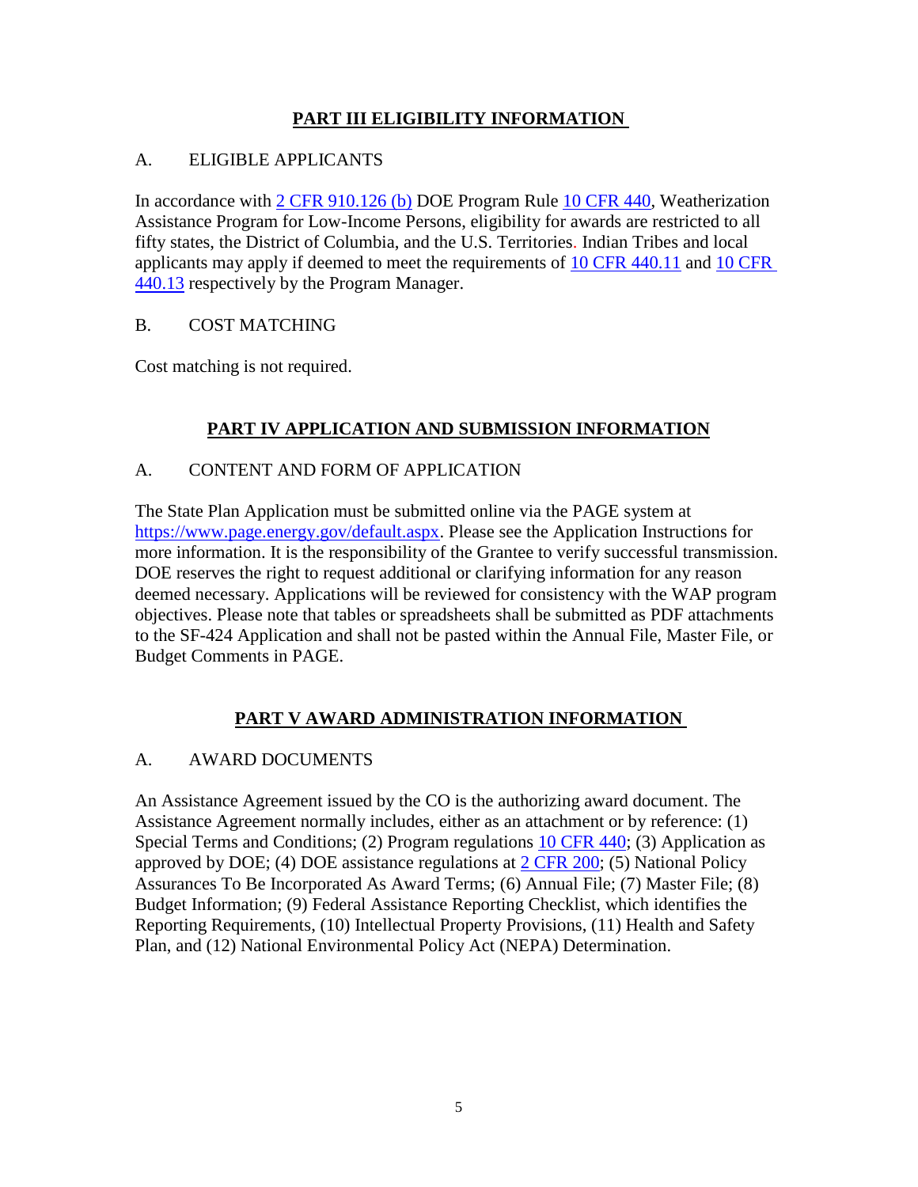## PART III ELIGIBILITY INFORMATION

A. ELIGIBLE APPLICANTS

In accordance with 2 CFR 910.126 (b) DOE Program Rule 10 CFR 440, Weatherization Assistance Program for Low-Income Persons, eligibility for awards are restricted to all fifty states, the District of Columbia, and the U.S. Territories. Indian Tribes and local applicants may apply if deemed to meet the requirements of 10 CFR 440.11 and 10 CFR 440.13 respectively by the Program Manager.

B. COST MATCHING

Cost matching is not required.

## PART IV APPLICATION AND SUBMISSION INFORMATION

A. CONTENT AND FORM OF APPLICATION

The State Plan Application must be submitted online via the PAGE system at https://www.page.energy.gov/default.aspx. Please see the Application Instructions for more information. It is the responsibility of the Grantee to verify successful transmission. DOE reserves the right to request additional or clarifying information for any reason deemed necessary. Applications will be reviewed for consistency with the WAP program objectives. Please note that tables or spreadsheets shall be submitted as PDF attachments to the SF-424 Application and shall not be pasted within the Annual File, Master File, or Budget Comments in PAGE.

## PART V AWARD ADMINISTRATION INFORMATION

A. AWARD DOCUMENTS

An Assistance Agreement issued by the CO is the authorizing award document. The Assistance Agreement normally includes, either as an attachment or by reference: (1) Special Terms and Conditions; (2) Program regulations 10 CFR 440; (3) Application as approved by DOE; (4) DOE assistance regulations at 2 CFR 200; (5) National Policy Assurances To Be Incorporated As Award Terms; (6) Annual File; (7) Master File; (8) Budget Information; (9) Federal Assistance Reporting Checklist, which identifies the Reporting Requirements, (10) Intellectual Property Provisions, (11) Health and Safety Plan, and (12) National Environmental Policy Act (NEPA) Determination.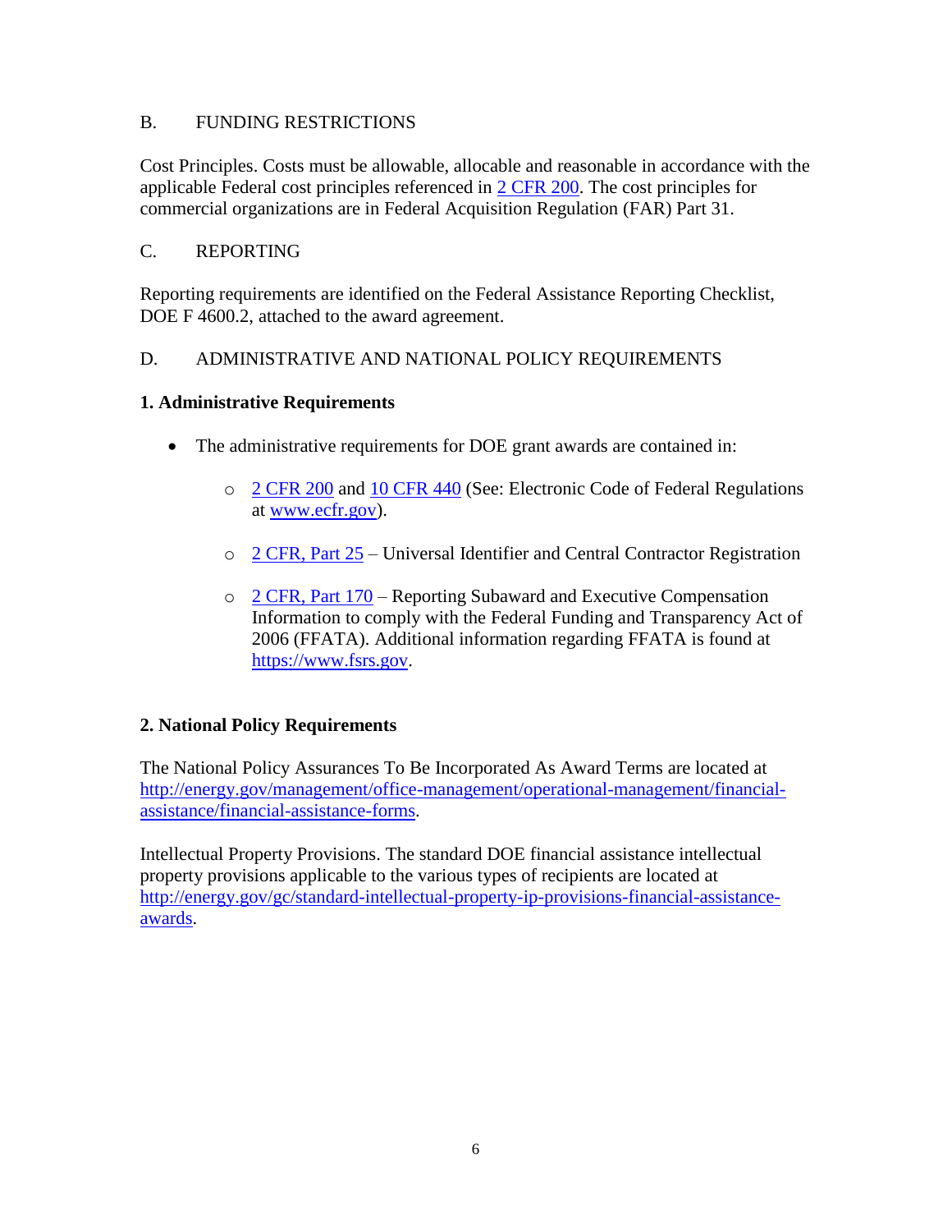## B. FUNDING RESTRICTIONS

Cost Principles. Costs must be allowable, allocable and reasonable in accordance with the applicable Federal cost principles referenced in [2 CFR 200](2 CFR 200). The cost principles for commercial organizations are in Federal Acquisition Regulation (FAR) Part 31.

## C. REPORTING

Reporting requirements are identified on the Federal Assistance Reporting Checklist, DOE F 4600.2, attached to the award agreement.

## D. ADMINISTRATIVE AND NATIONAL POLICY REQUIREMENTS

### 1. Administrative Requirements

- The administrative requirements for DOE grant awards are contained in:
    - 2 CFR 200 and 10 CFR 440 (See: Electronic Code of Federal Regulations at www.ecfr.gov).
    - 2 CFR, Part 25 – Universal Identifier and Central Contractor Registration
    - 2 CFR, Part 170 – Reporting Subaward and Executive Compensation Information to comply with the Federal Funding and Transparency Act of 2006 (FFATA). Additional information regarding FFATA is found at https://www.fsrs.gov.

### 2. National Policy Requirements

The National Policy Assurances To Be Incorporated As Award Terms are located at http://energy.gov/management/office-management/operational-management/financial-assistance/financial-assistance-forms.

Intellectual Property Provisions. The standard DOE financial assistance intellectual property provisions applicable to the various types of recipients are located at http://energy.gov/gc/standard-intellectual-property-ip-provisions-financial-assistance-awards.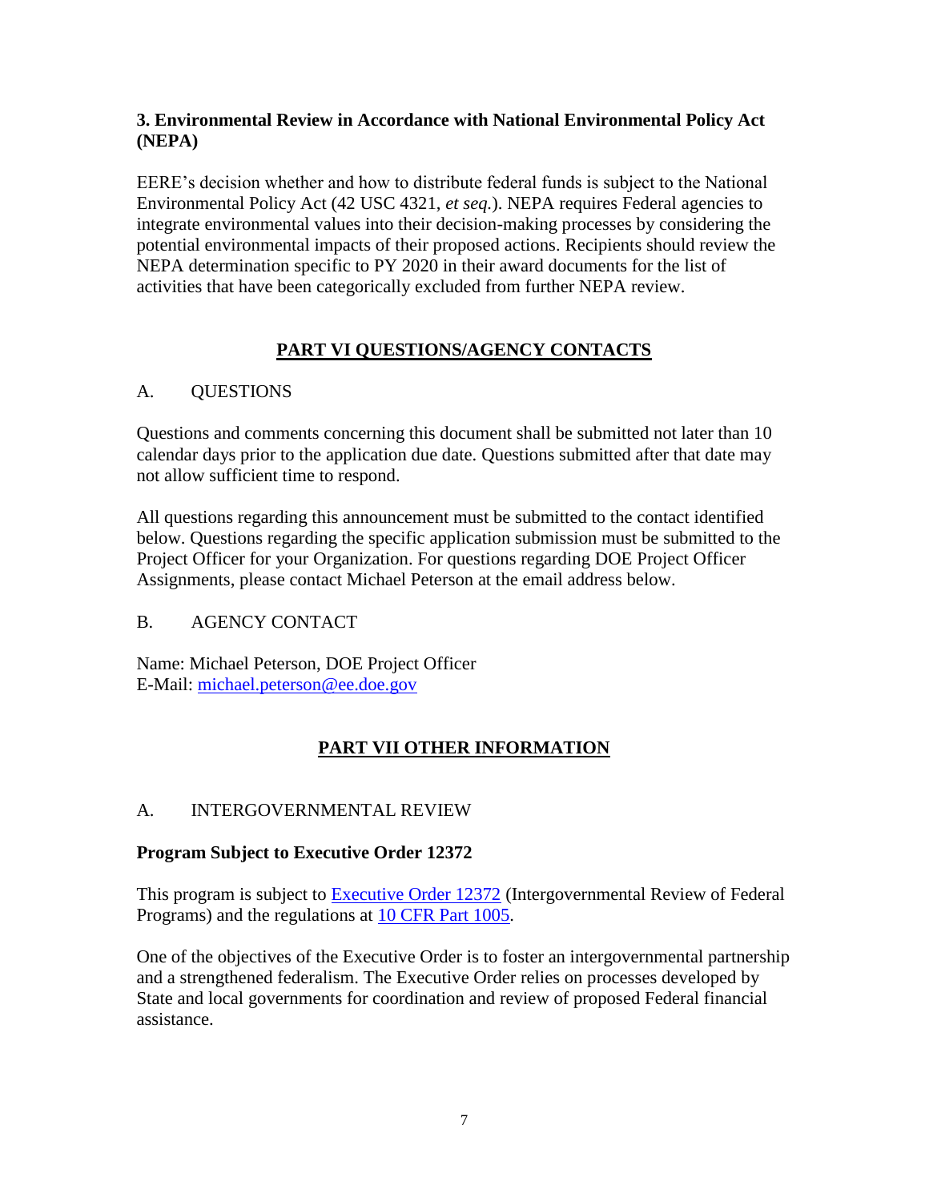### 3. Environmental Review in Accordance with National Environmental Policy Act (NEPA)

EERE's decision whether and how to distribute federal funds is subject to the National Environmental Policy Act (42 USC 4321, *et seq.*). NEPA requires Federal agencies to integrate environmental values into their decision-making processes by considering the potential environmental impacts of their proposed actions. Recipients should review the NEPA determination specific to PY 2020 in their award documents for the list of activities that have been categorically excluded from further NEPA review.

## PART VI QUESTIONS/AGENCY CONTACTS

### A. QUESTIONS

Questions and comments concerning this document shall be submitted not later than 10 calendar days prior to the application due date. Questions submitted after that date may not allow sufficient time to respond.

All questions regarding this announcement must be submitted to the contact identified below. Questions regarding the specific application submission must be submitted to the Project Officer for your Organization. For questions regarding DOE Project Officer Assignments, please contact Michael Peterson at the email address below.

### B. AGENCY CONTACT

Name: Michael Peterson, DOE Project Officer
E-Mail: [michael.peterson@ee.doe.gov](mailto:michael.peterson@ee.doe.gov)

## PART VII OTHER INFORMATION

### A. INTERGOVERNMENTAL REVIEW

**Program Subject to Executive Order 12372**

This program is subject to [Executive Order 12372](#) (Intergovernmental Review of Federal Programs) and the regulations at [10 CFR Part 1005](#).

One of the objectives of the Executive Order is to foster an intergovernmental partnership and a strengthened federalism. The Executive Order relies on processes developed by State and local governments for coordination and review of proposed Federal financial assistance.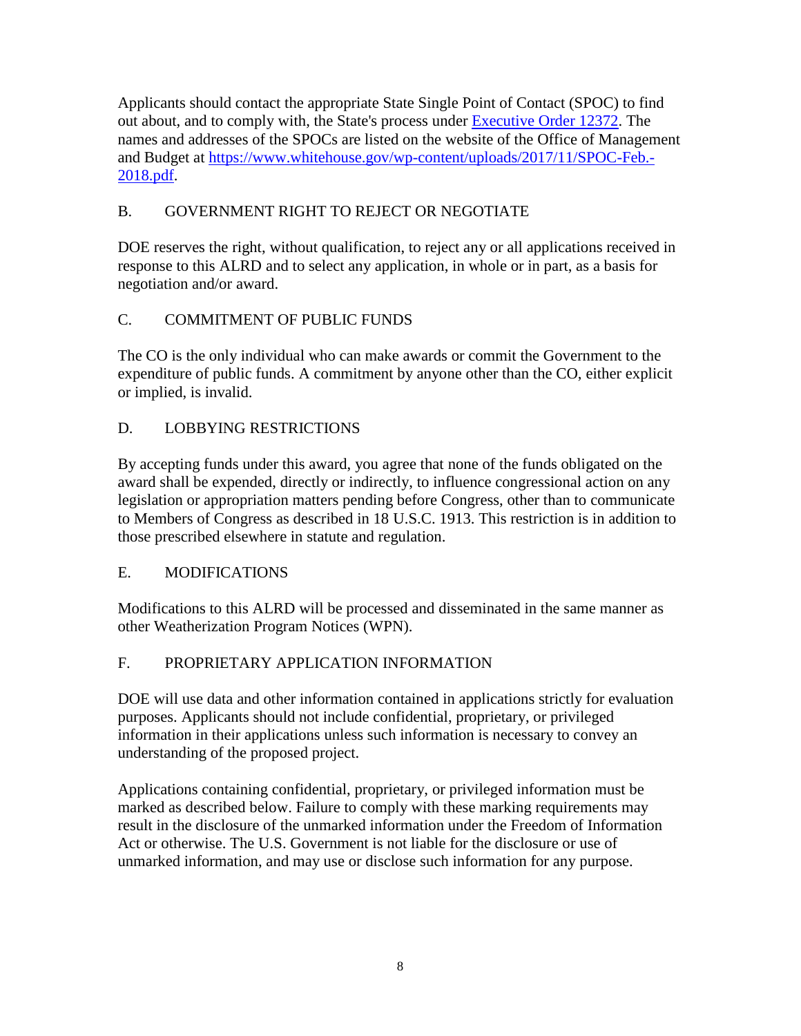Applicants should contact the appropriate State Single Point of Contact (SPOC) to find out about, and to comply with, the State's process under [Executive Order 12372](). The names and addresses of the SPOCs are listed on the website of the Office of Management and Budget at [https://www.whitehouse.gov/wp-content/uploads/2017/11/SPOC-Feb.-2018.pdf](https://www.whitehouse.gov/wp-content/uploads/2017/11/SPOC-Feb.-2018.pdf).

## B. GOVERNMENT RIGHT TO REJECT OR NEGOTIATE

DOE reserves the right, without qualification, to reject any or all applications received in response to this ALRD and to select any application, in whole or in part, as a basis for negotiation and/or award.

## C. COMMITMENT OF PUBLIC FUNDS

The CO is the only individual who can make awards or commit the Government to the expenditure of public funds. A commitment by anyone other than the CO, either explicit or implied, is invalid.

## D. LOBBYING RESTRICTIONS

By accepting funds under this award, you agree that none of the funds obligated on the award shall be expended, directly or indirectly, to influence congressional action on any legislation or appropriation matters pending before Congress, other than to communicate to Members of Congress as described in 18 U.S.C. 1913. This restriction is in addition to those prescribed elsewhere in statute and regulation.

## E. MODIFICATIONS

Modifications to this ALRD will be processed and disseminated in the same manner as other Weatherization Program Notices (WPN).

## F. PROPRIETARY APPLICATION INFORMATION

DOE will use data and other information contained in applications strictly for evaluation purposes. Applicants should not include confidential, proprietary, or privileged information in their applications unless such information is necessary to convey an understanding of the proposed project.

Applications containing confidential, proprietary, or privileged information must be marked as described below. Failure to comply with these marking requirements may result in the disclosure of the unmarked information under the Freedom of Information Act or otherwise. The U.S. Government is not liable for the disclosure or use of unmarked information, and may use or disclose such information for any purpose.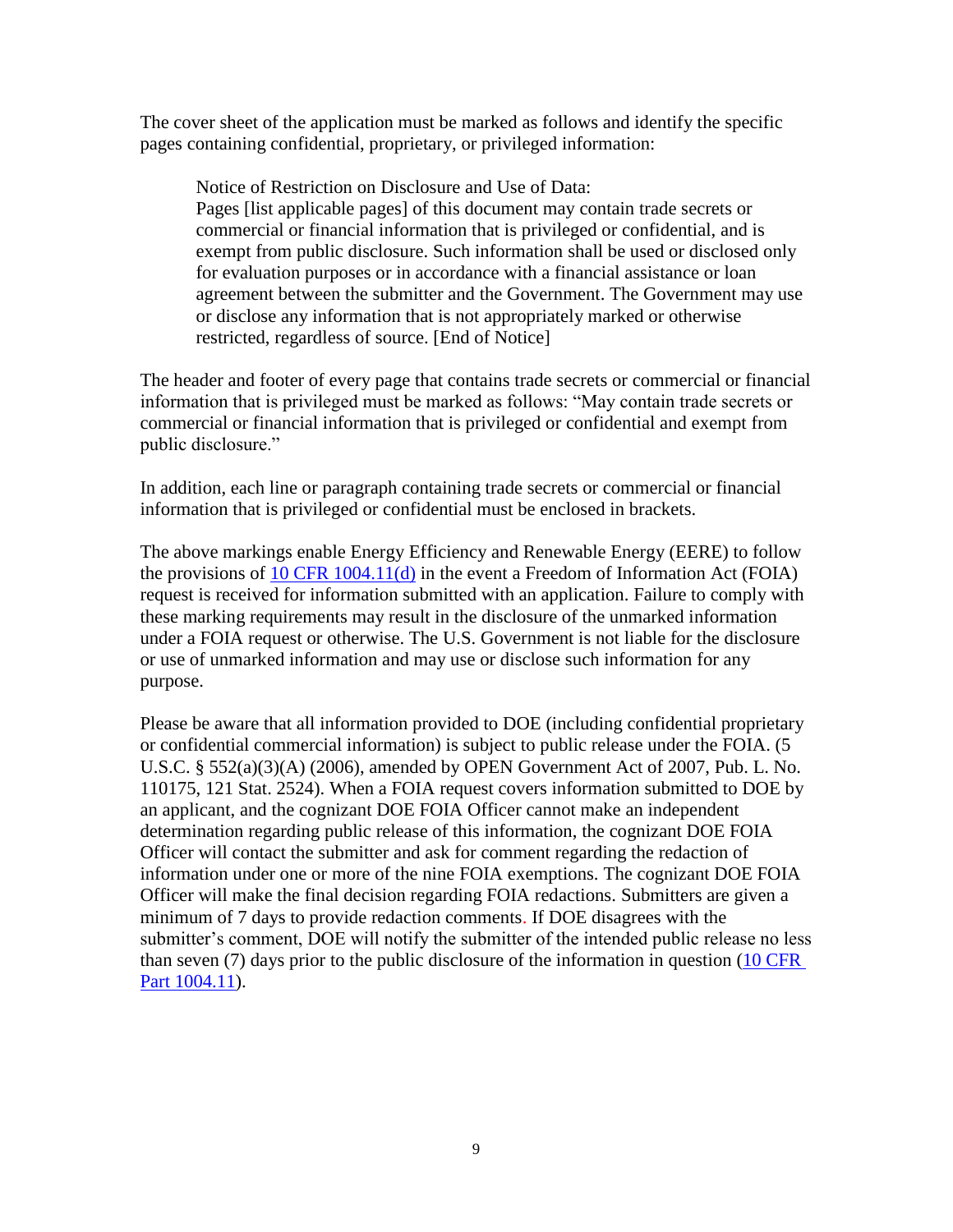The cover sheet of the application must be marked as follows and identify the specific pages containing confidential, proprietary, or privileged information:

> Notice of Restriction on Disclosure and Use of Data:
> Pages [list applicable pages] of this document may contain trade secrets or commercial or financial information that is privileged or confidential, and is exempt from public disclosure. Such information shall be used or disclosed only for evaluation purposes or in accordance with a financial assistance or loan agreement between the submitter and the Government. The Government may use or disclose any information that is not appropriately marked or otherwise restricted, regardless of source. [End of Notice]

The header and footer of every page that contains trade secrets or commercial or financial information that is privileged must be marked as follows: "May contain trade secrets or commercial or financial information that is privileged or confidential and exempt from public disclosure."

In addition, each line or paragraph containing trade secrets or commercial or financial information that is privileged or confidential must be enclosed in brackets.

The above markings enable Energy Efficiency and Renewable Energy (EERE) to follow the provisions of 10 CFR 1004.11(d) in the event a Freedom of Information Act (FOIA) request is received for information submitted with an application. Failure to comply with these marking requirements may result in the disclosure of the unmarked information under a FOIA request or otherwise. The U.S. Government is not liable for the disclosure or use of unmarked information and may use or disclose such information for any purpose.

Please be aware that all information provided to DOE (including confidential proprietary or confidential commercial information) is subject to public release under the FOIA. (5 U.S.C. § 552(a)(3)(A) (2006), amended by OPEN Government Act of 2007, Pub. L. No. 110175, 121 Stat. 2524). When a FOIA request covers information submitted to DOE by an applicant, and the cognizant DOE FOIA Officer cannot make an independent determination regarding public release of this information, the cognizant DOE FOIA Officer will contact the submitter and ask for comment regarding the redaction of information under one or more of the nine FOIA exemptions. The cognizant DOE FOIA Officer will make the final decision regarding FOIA redactions. Submitters are given a minimum of 7 days to provide redaction comments. If DOE disagrees with the submitter's comment, DOE will notify the submitter of the intended public release no less than seven (7) days prior to the public disclosure of the information in question (10 CFR Part 1004.11).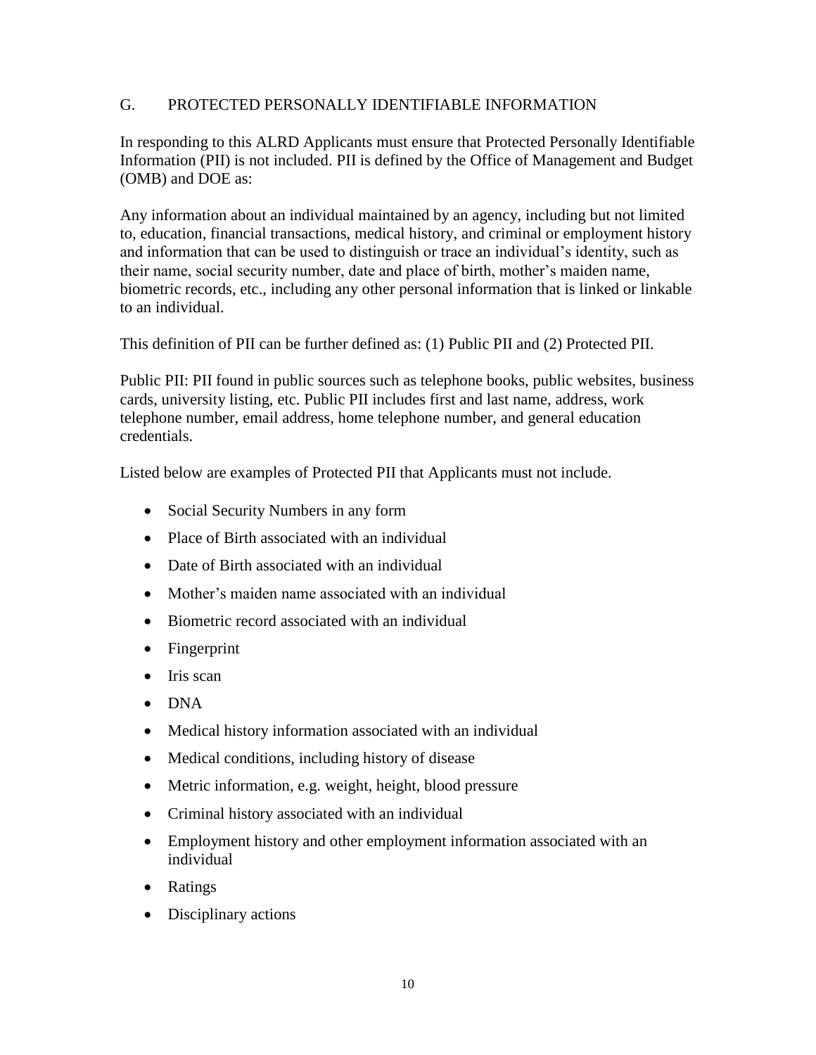## G. PROTECTED PERSONALLY IDENTIFIABLE INFORMATION

In responding to this ALRD Applicants must ensure that Protected Personally Identifiable Information (PII) is not included. PII is defined by the Office of Management and Budget (OMB) and DOE as:

Any information about an individual maintained by an agency, including but not limited to, education, financial transactions, medical history, and criminal or employment history and information that can be used to distinguish or trace an individual's identity, such as their name, social security number, date and place of birth, mother's maiden name, biometric records, etc., including any other personal information that is linked or linkable to an individual.

This definition of PII can be further defined as: (1) Public PII and (2) Protected PII.

Public PII: PII found in public sources such as telephone books, public websites, business cards, university listing, etc. Public PII includes first and last name, address, work telephone number, email address, home telephone number, and general education credentials.

Listed below are examples of Protected PII that Applicants must not include.

- Social Security Numbers in any form
- Place of Birth associated with an individual
- Date of Birth associated with an individual
- Mother's maiden name associated with an individual
- Biometric record associated with an individual
- Fingerprint
- Iris scan
- DNA
- Medical history information associated with an individual
- Medical conditions, including history of disease
- Metric information, e.g. weight, height, blood pressure
- Criminal history associated with an individual
- Employment history and other employment information associated with an individual
- Ratings
- Disciplinary actions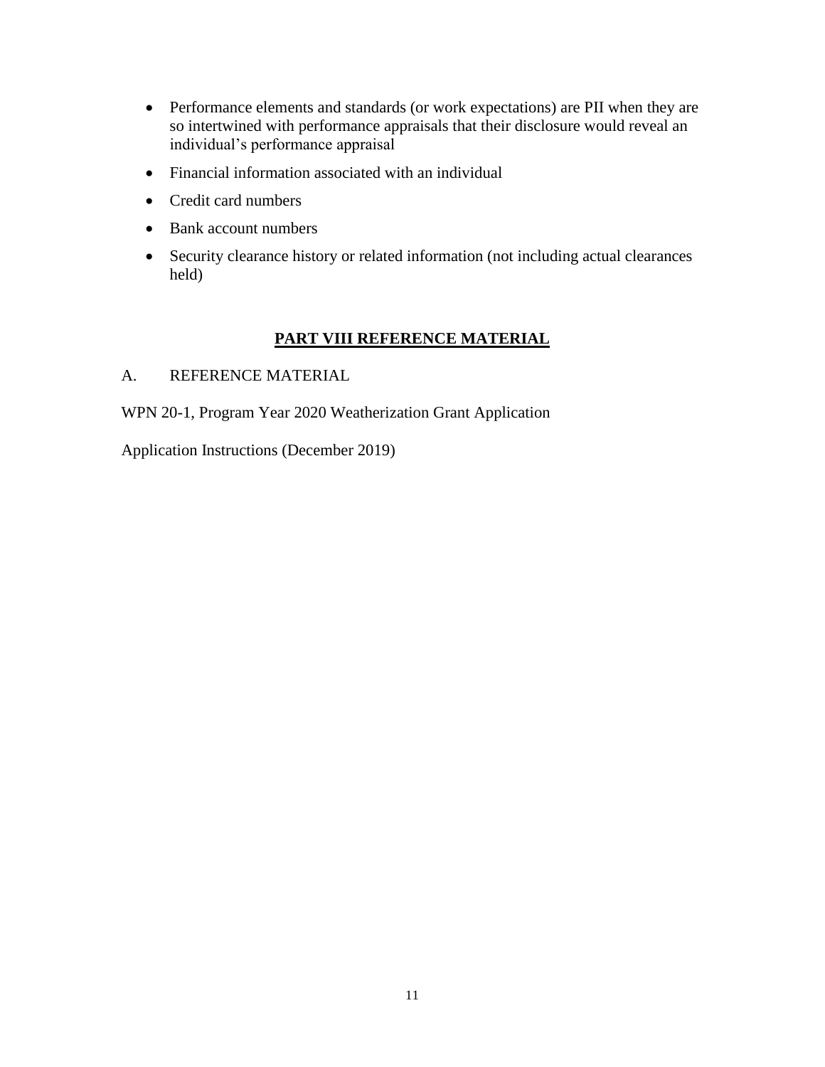- Performance elements and standards (or work expectations) are PII when they are so intertwined with performance appraisals that their disclosure would reveal an individual's performance appraisal
- Financial information associated with an individual
- Credit card numbers
- Bank account numbers
- Security clearance history or related information (not including actual clearances held)

## PART VIII REFERENCE MATERIAL

A. REFERENCE MATERIAL

WPN 20-1, Program Year 2020 Weatherization Grant Application

Application Instructions (December 2019)